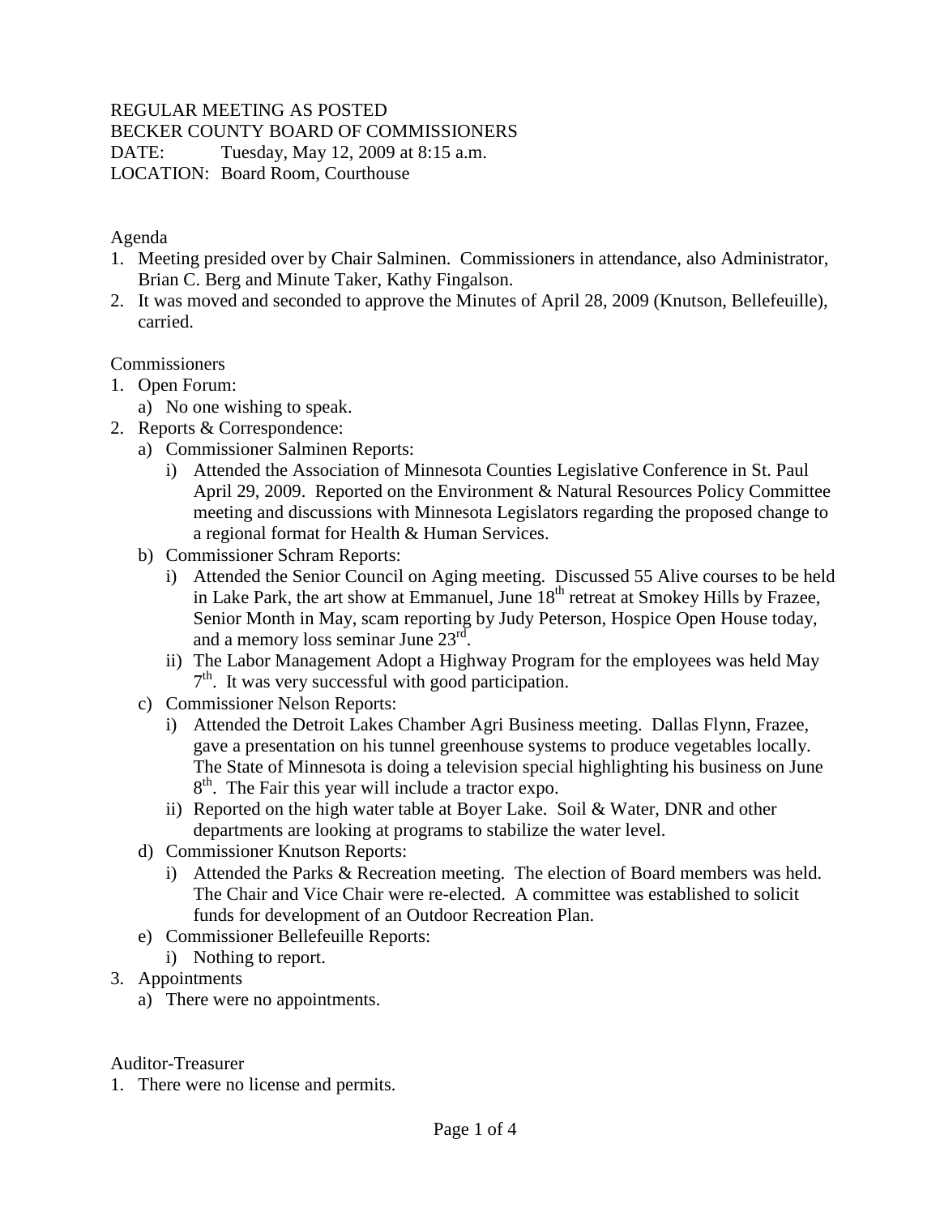REGULAR MEETING AS POSTED
BECKER COUNTY BOARD OF COMMISSIONERS
DATE: Tuesday, May 12, 2009 at 8:15 a.m.
LOCATION: Board Room, Courthouse

Agenda

1. Meeting presided over by Chair Salminen. Commissioners in attendance, also Administrator, Brian C. Berg and Minute Taker, Kathy Fingalson.
2. It was moved and seconded to approve the Minutes of April 28, 2009 (Knutson, Bellefeuille), carried.

Commissioners

1. Open Forum:
   a) No one wishing to speak.
2. Reports & Correspondence:
   a) Commissioner Salminen Reports:
      i) Attended the Association of Minnesota Counties Legislative Conference in St. Paul April 29, 2009. Reported on the Environment & Natural Resources Policy Committee meeting and discussions with Minnesota Legislators regarding the proposed change to a regional format for Health & Human Services.
   b) Commissioner Schram Reports:
      i) Attended the Senior Council on Aging meeting. Discussed 55 Alive courses to be held in Lake Park, the art show at Emmanuel, June 18th retreat at Smokey Hills by Frazee, Senior Month in May, scam reporting by Judy Peterson, Hospice Open House today, and a memory loss seminar June 23rd.
      ii) The Labor Management Adopt a Highway Program for the employees was held May 7th. It was very successful with good participation.
   c) Commissioner Nelson Reports:
      i) Attended the Detroit Lakes Chamber Agri Business meeting. Dallas Flynn, Frazee, gave a presentation on his tunnel greenhouse systems to produce vegetables locally. The State of Minnesota is doing a television special highlighting his business on June 8th. The Fair this year will include a tractor expo.
      ii) Reported on the high water table at Boyer Lake. Soil & Water, DNR and other departments are looking at programs to stabilize the water level.
   d) Commissioner Knutson Reports:
      i) Attended the Parks & Recreation meeting. The election of Board members was held. The Chair and Vice Chair were re-elected. A committee was established to solicit funds for development of an Outdoor Recreation Plan.
   e) Commissioner Bellefeuille Reports:
      i) Nothing to report.
3. Appointments
   a) There were no appointments.

Auditor-Treasurer

1. There were no license and permits.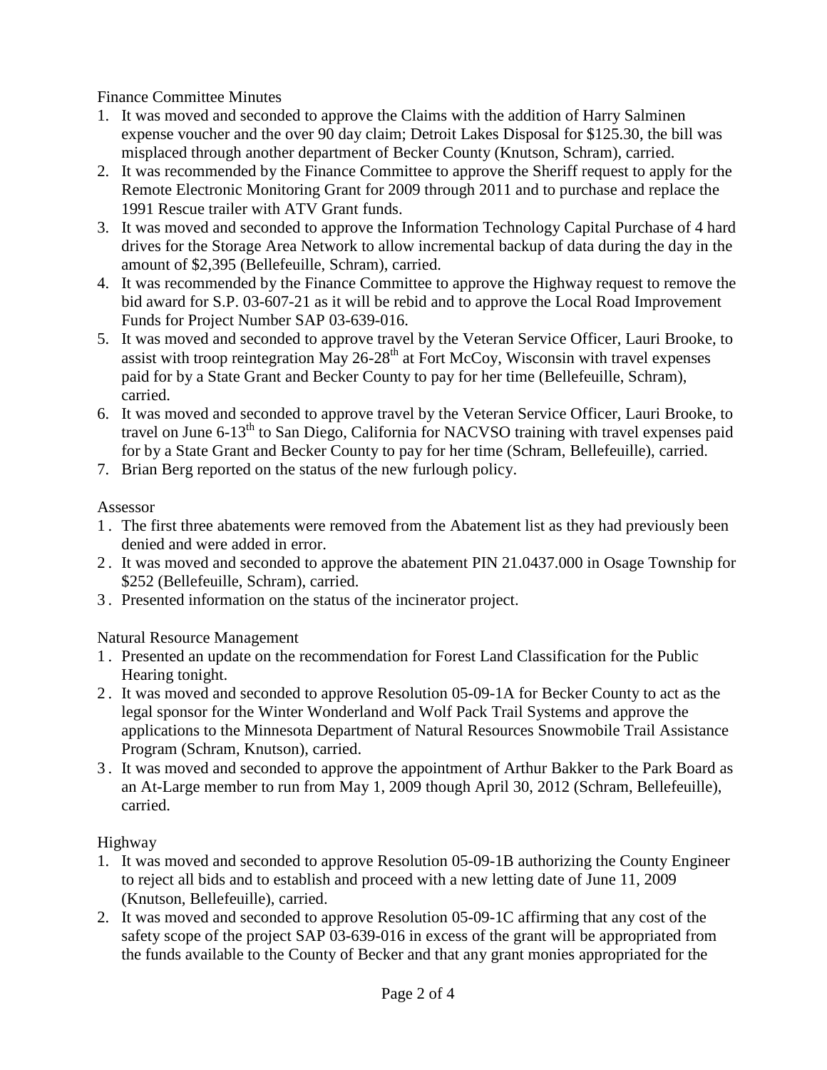Finance Committee Minutes

1. It was moved and seconded to approve the Claims with the addition of Harry Salminen expense voucher and the over 90 day claim; Detroit Lakes Disposal for $125.30, the bill was misplaced through another department of Becker County (Knutson, Schram), carried.
2. It was recommended by the Finance Committee to approve the Sheriff request to apply for the Remote Electronic Monitoring Grant for 2009 through 2011 and to purchase and replace the 1991 Rescue trailer with ATV Grant funds.
3. It was moved and seconded to approve the Information Technology Capital Purchase of 4 hard drives for the Storage Area Network to allow incremental backup of data during the day in the amount of $2,395 (Bellefeuille, Schram), carried.
4. It was recommended by the Finance Committee to approve the Highway request to remove the bid award for S.P. 03-607-21 as it will be rebid and to approve the Local Road Improvement Funds for Project Number SAP 03-639-016.
5. It was moved and seconded to approve travel by the Veteran Service Officer, Lauri Brooke, to assist with troop reintegration May 26-28th at Fort McCoy, Wisconsin with travel expenses paid for by a State Grant and Becker County to pay for her time (Bellefeuille, Schram), carried.
6. It was moved and seconded to approve travel by the Veteran Service Officer, Lauri Brooke, to travel on June 6-13th to San Diego, California for NACVSO training with travel expenses paid for by a State Grant and Becker County to pay for her time (Schram, Bellefeuille), carried.
7. Brian Berg reported on the status of the new furlough policy.

Assessor

1. The first three abatements were removed from the Abatement list as they had previously been denied and were added in error.
2. It was moved and seconded to approve the abatement PIN 21.0437.000 in Osage Township for $252 (Bellefeuille, Schram), carried.
3. Presented information on the status of the incinerator project.

Natural Resource Management

1. Presented an update on the recommendation for Forest Land Classification for the Public Hearing tonight.
2. It was moved and seconded to approve Resolution 05-09-1A for Becker County to act as the legal sponsor for the Winter Wonderland and Wolf Pack Trail Systems and approve the applications to the Minnesota Department of Natural Resources Snowmobile Trail Assistance Program (Schram, Knutson), carried.
3. It was moved and seconded to approve the appointment of Arthur Bakker to the Park Board as an At-Large member to run from May 1, 2009 though April 30, 2012 (Schram, Bellefeuille), carried.

Highway

1. It was moved and seconded to approve Resolution 05-09-1B authorizing the County Engineer to reject all bids and to establish and proceed with a new letting date of June 11, 2009 (Knutson, Bellefeuille), carried.
2. It was moved and seconded to approve Resolution 05-09-1C affirming that any cost of the safety scope of the project SAP 03-639-016 in excess of the grant will be appropriated from the funds available to the County of Becker and that any grant monies appropriated for the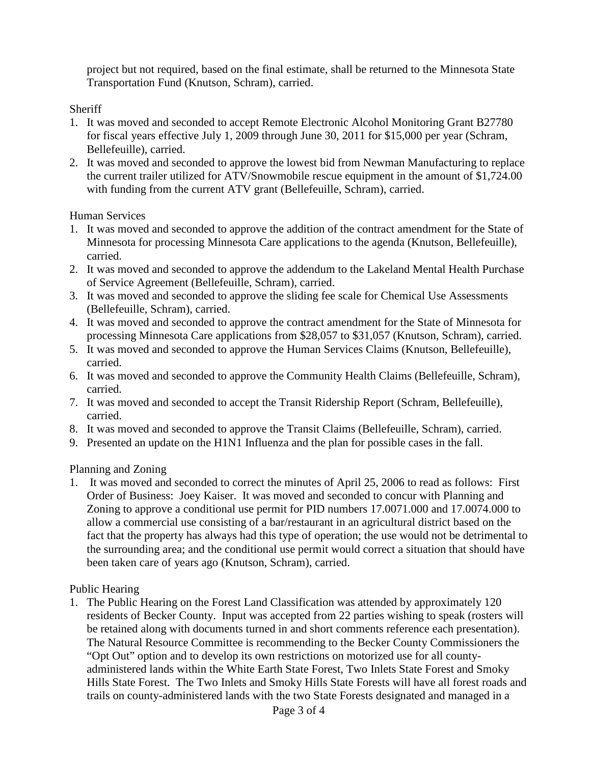project but not required, based on the final estimate, shall be returned to the Minnesota State Transportation Fund (Knutson, Schram), carried.

Sheriff

1. It was moved and seconded to accept Remote Electronic Alcohol Monitoring Grant B27780 for fiscal years effective July 1, 2009 through June 30, 2011 for $15,000 per year (Schram, Bellefeuille), carried.
2. It was moved and seconded to approve the lowest bid from Newman Manufacturing to replace the current trailer utilized for ATV/Snowmobile rescue equipment in the amount of $1,724.00 with funding from the current ATV grant (Bellefeuille, Schram), carried.

Human Services

1. It was moved and seconded to approve the addition of the contract amendment for the State of Minnesota for processing Minnesota Care applications to the agenda (Knutson, Bellefeuille), carried.
2. It was moved and seconded to approve the addendum to the Lakeland Mental Health Purchase of Service Agreement (Bellefeuille, Schram), carried.
3. It was moved and seconded to approve the sliding fee scale for Chemical Use Assessments (Bellefeuille, Schram), carried.
4. It was moved and seconded to approve the contract amendment for the State of Minnesota for processing Minnesota Care applications from $28,057 to $31,057 (Knutson, Schram), carried.
5. It was moved and seconded to approve the Human Services Claims (Knutson, Bellefeuille), carried.
6. It was moved and seconded to approve the Community Health Claims (Bellefeuille, Schram), carried.
7. It was moved and seconded to accept the Transit Ridership Report (Schram, Bellefeuille), carried.
8. It was moved and seconded to approve the Transit Claims (Bellefeuille, Schram), carried.
9. Presented an update on the H1N1 Influenza and the plan for possible cases in the fall.

Planning and Zoning

1. It was moved and seconded to correct the minutes of April 25, 2006 to read as follows: First Order of Business: Joey Kaiser. It was moved and seconded to concur with Planning and Zoning to approve a conditional use permit for PID numbers 17.0071.000 and 17.0074.000 to allow a commercial use consisting of a bar/restaurant in an agricultural district based on the fact that the property has always had this type of operation; the use would not be detrimental to the surrounding area; and the conditional use permit would correct a situation that should have been taken care of years ago (Knutson, Schram), carried.

Public Hearing

1. The Public Hearing on the Forest Land Classification was attended by approximately 120 residents of Becker County. Input was accepted from 22 parties wishing to speak (rosters will be retained along with documents turned in and short comments reference each presentation). The Natural Resource Committee is recommending to the Becker County Commissioners the "Opt Out" option and to develop its own restrictions on motorized use for all county-administered lands within the White Earth State Forest, Two Inlets State Forest and Smoky Hills State Forest. The Two Inlets and Smoky Hills State Forests will have all forest roads and trails on county-administered lands with the two State Forests designated and managed in a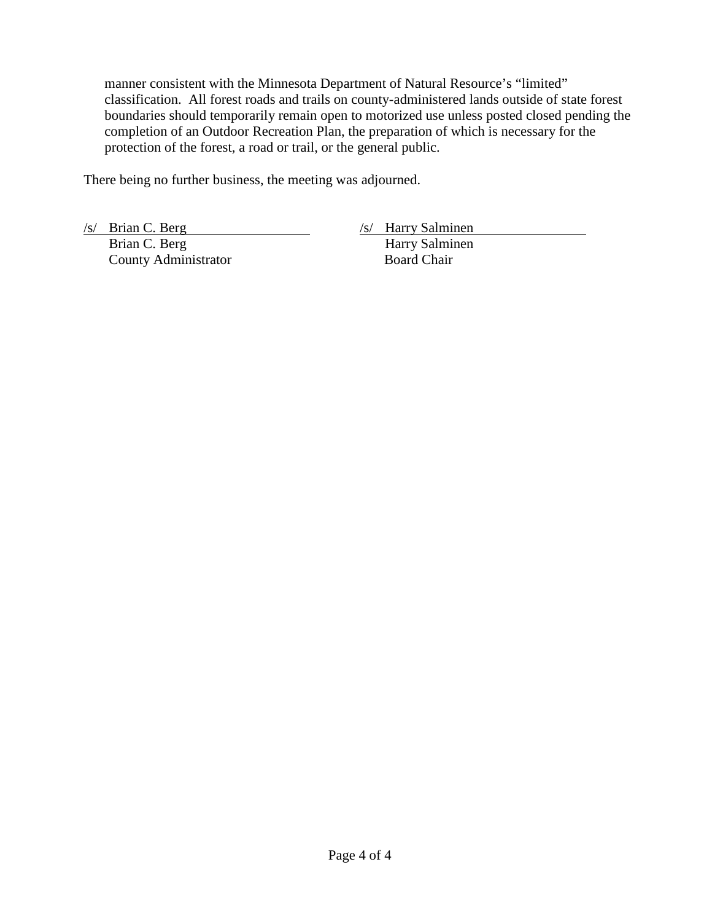manner consistent with the Minnesota Department of Natural Resource's "limited" classification. All forest roads and trails on county-administered lands outside of state forest boundaries should temporarily remain open to motorized use unless posted closed pending the completion of an Outdoor Recreation Plan, the preparation of which is necessary for the protection of the forest, a road or trail, or the general public.

There being no further business, the meeting was adjourned.

| | |
|---|---|
| /s/ Brian C. Berg | /s/ Harry Salminen |
| Brian C. Berg | Harry Salminen |
| County Administrator | Board Chair |